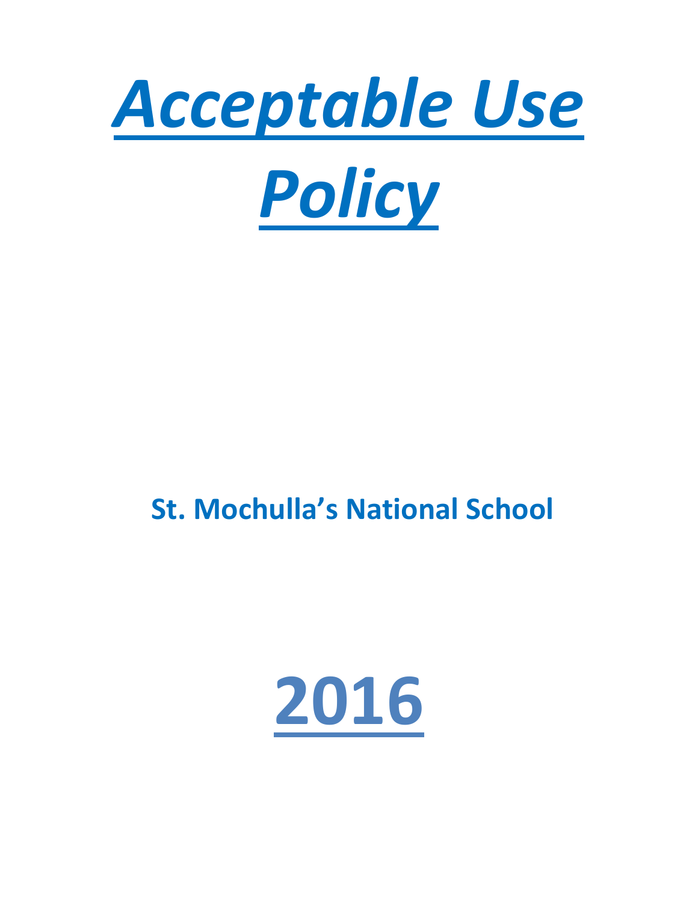# ***Acceptable Use Policy***

**St. Mochulla's National School**

# **2016**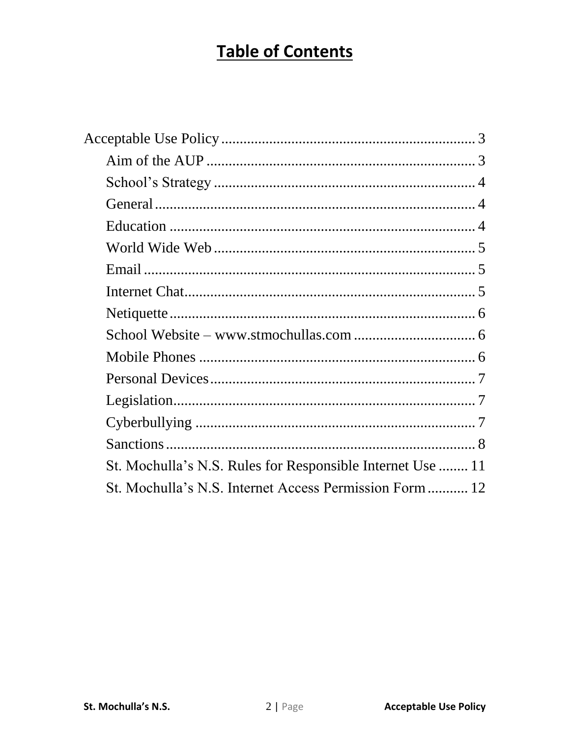# Table of Contents

Acceptable Use Policy .................................................................... 3

- Aim of the AUP ........................................................................ 3
- School's Strategy ...................................................................... 4
- General ...................................................................................... 4
- Education .................................................................................. 4
- World Wide Web ...................................................................... 5
- Email ......................................................................................... 5
- Internet Chat.............................................................................. 5
- Netiquette .................................................................................. 6
- School Website – www.stmochullas.com ................................. 6
- Mobile Phones .......................................................................... 6
- Personal Devices ....................................................................... 7
- Legislation ................................................................................. 7
- Cyberbullying ........................................................................... 7
- Sanctions ................................................................................... 8
- St. Mochulla's N.S. Rules for Responsible Internet Use ........ 11
- St. Mochulla's N.S. Internet Access Permission Form ........... 12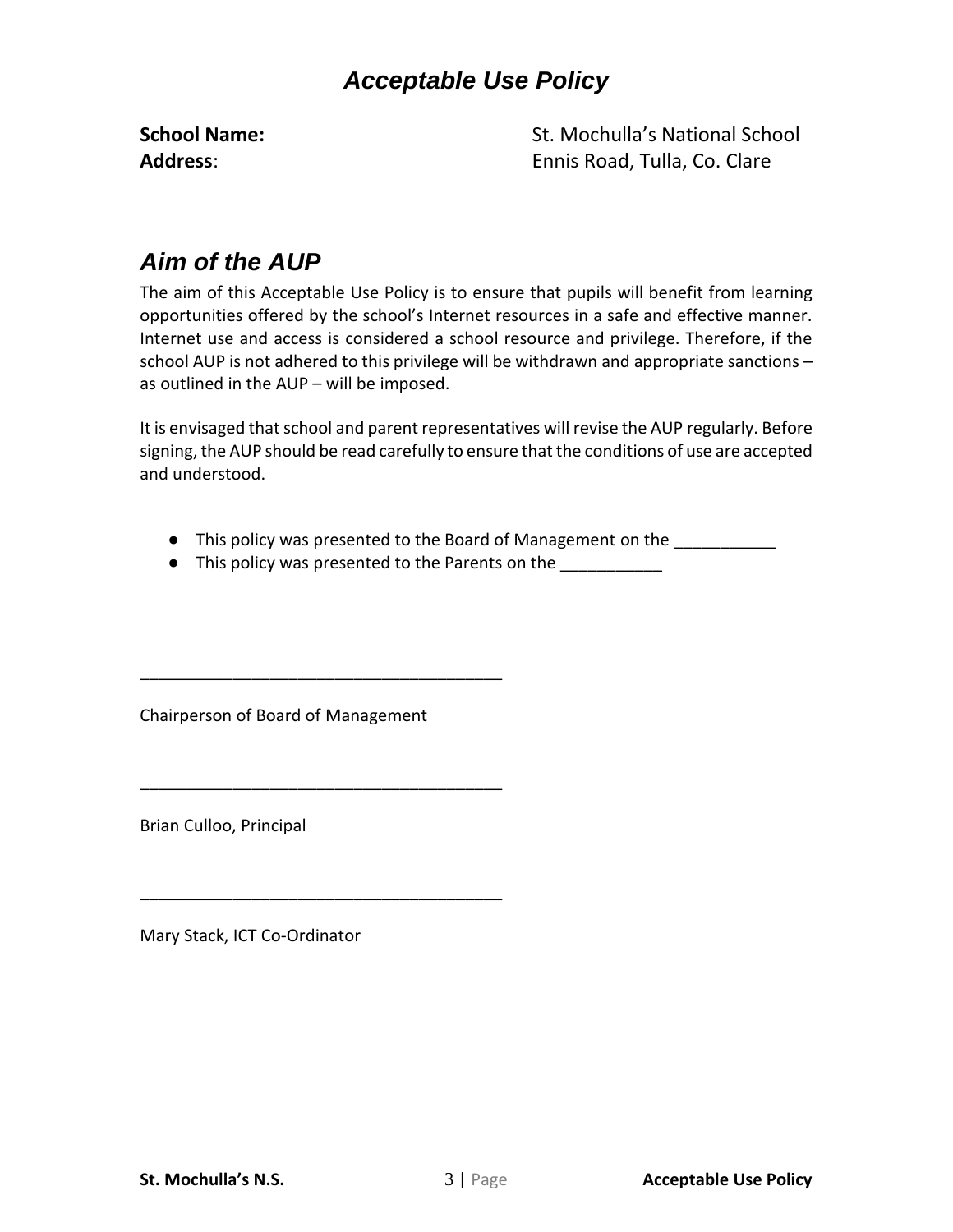# *Acceptable Use Policy*

**School Name:** St. Mochulla's National School
**Address**: Ennis Road, Tulla, Co. Clare

## *Aim of the AUP*

The aim of this Acceptable Use Policy is to ensure that pupils will benefit from learning opportunities offered by the school's Internet resources in a safe and effective manner. Internet use and access is considered a school resource and privilege. Therefore, if the school AUP is not adhered to this privilege will be withdrawn and appropriate sanctions – as outlined in the AUP – will be imposed.

It is envisaged that school and parent representatives will revise the AUP regularly. Before signing, the AUP should be read carefully to ensure that the conditions of use are accepted and understood.

- This policy was presented to the Board of Management on the ___________
- This policy was presented to the Parents on the ___________

_______________________________________

Chairperson of Board of Management

_______________________________________

Brian Culloo, Principal

_______________________________________

Mary Stack, ICT Co-Ordinator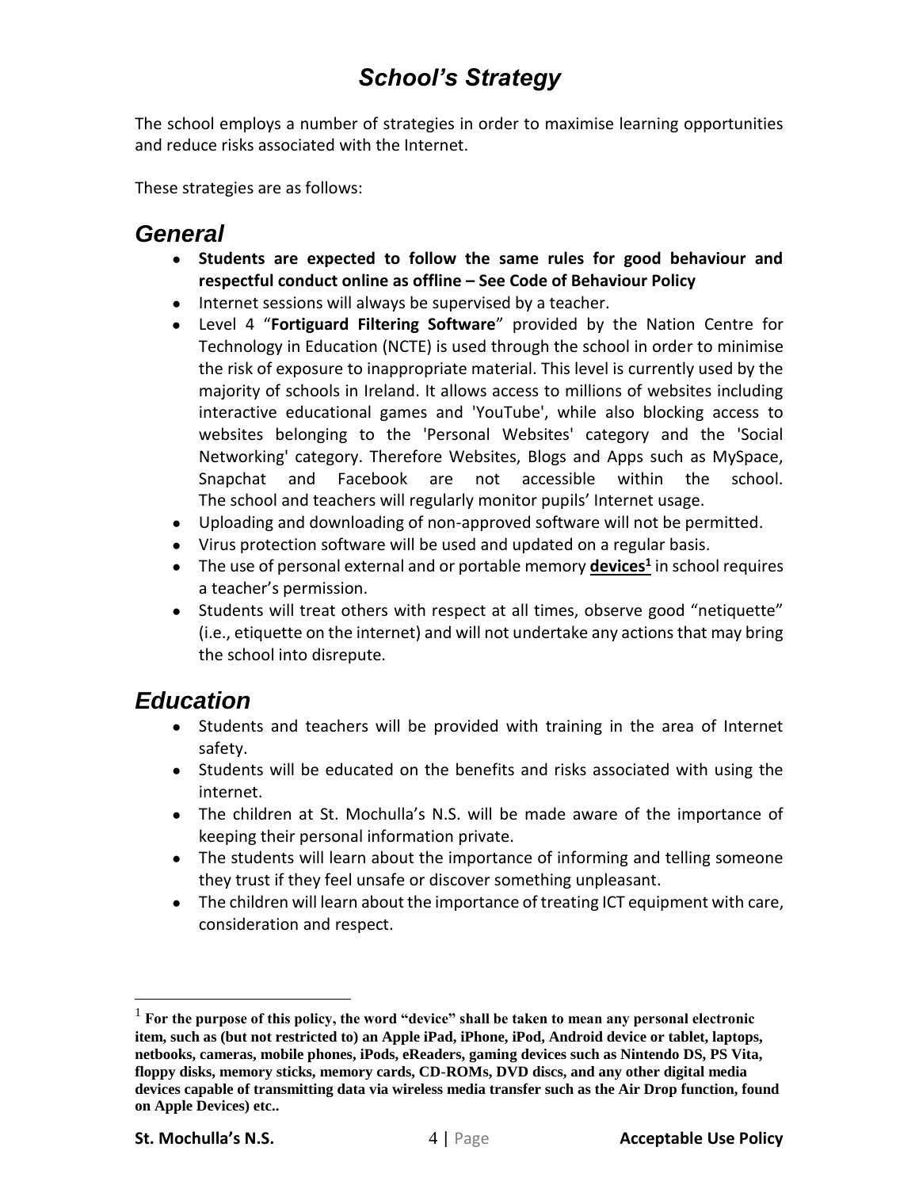# School's Strategy

The school employs a number of strategies in order to maximise learning opportunities and reduce risks associated with the Internet.

These strategies are as follows:

## General

- **Students are expected to follow the same rules for good behaviour and respectful conduct online as offline – See Code of Behaviour Policy**
- Internet sessions will always be supervised by a teacher.
- Level 4 "**Fortiguard Filtering Software**" provided by the Nation Centre for Technology in Education (NCTE) is used through the school in order to minimise the risk of exposure to inappropriate material. This level is currently used by the majority of schools in Ireland. It allows access to millions of websites including interactive educational games and 'YouTube', while also blocking access to websites belonging to the 'Personal Websites' category and the 'Social Networking' category. Therefore Websites, Blogs and Apps such as MySpace, Snapchat and Facebook are not accessible within the school. The school and teachers will regularly monitor pupils' Internet usage.
- Uploading and downloading of non-approved software will not be permitted.
- Virus protection software will be used and updated on a regular basis.
- The use of personal external and or portable memory **devices**[1] in school requires a teacher's permission.
- Students will treat others with respect at all times, observe good "netiquette" (i.e., etiquette on the internet) and will not undertake any actions that may bring the school into disrepute.

## Education

- Students and teachers will be provided with training in the area of Internet safety.
- Students will be educated on the benefits and risks associated with using the internet.
- The children at St. Mochulla's N.S. will be made aware of the importance of keeping their personal information private.
- The students will learn about the importance of informing and telling someone they trust if they feel unsafe or discover something unpleasant.
- The children will learn about the importance of treating ICT equipment with care, consideration and respect.

---

[1] **For the purpose of this policy, the word "device" shall be taken to mean any personal electronic item, such as (but not restricted to) an Apple iPad, iPhone, iPod, Android device or tablet, laptops, netbooks, cameras, mobile phones, iPods, eReaders, gaming devices such as Nintendo DS, PS Vita, floppy disks, memory sticks, memory cards, CD-ROMs, DVD discs, and any other digital media devices capable of transmitting data via wireless media transfer such as the Air Drop function, found on Apple Devices) etc..**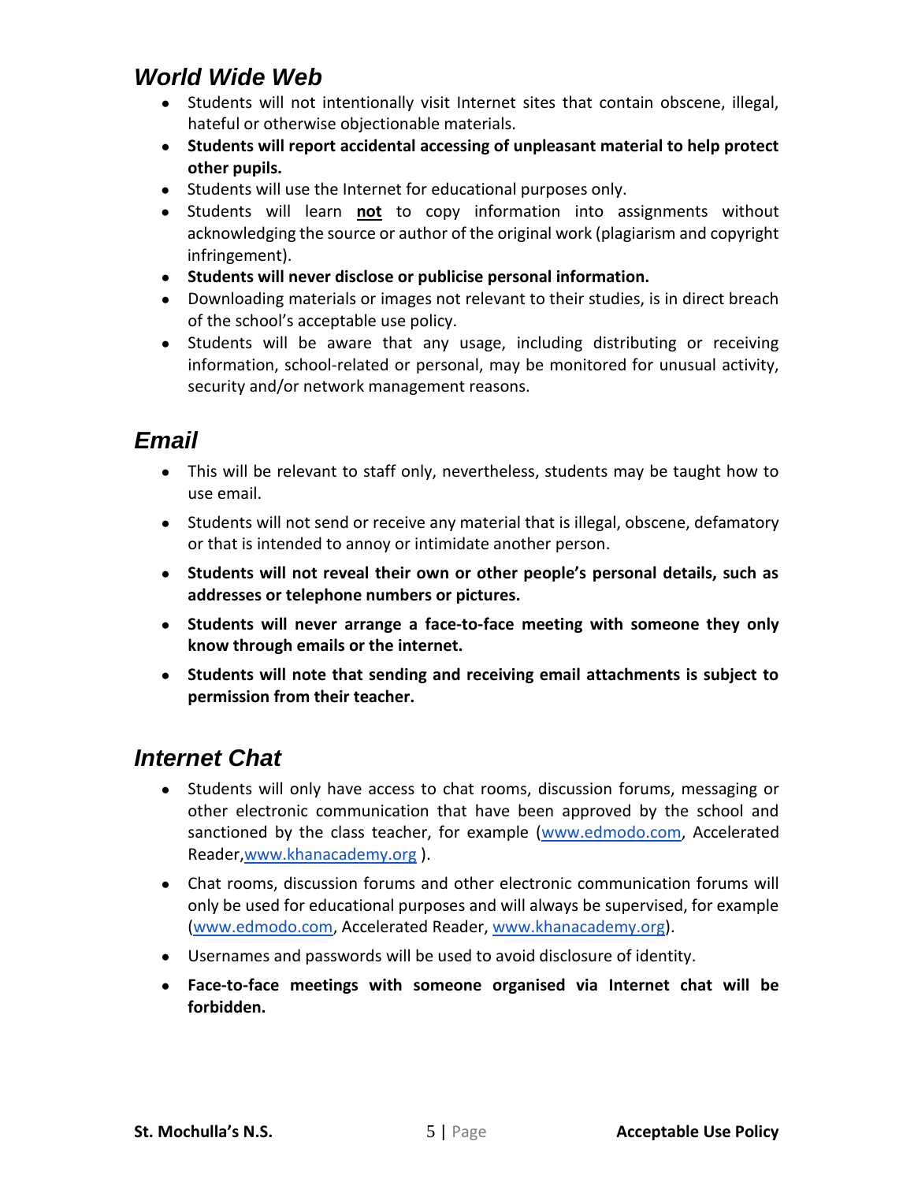## *World Wide Web*

- Students will not intentionally visit Internet sites that contain obscene, illegal, hateful or otherwise objectionable materials.
- **Students will report accidental accessing of unpleasant material to help protect other pupils.**
- Students will use the Internet for educational purposes only.
- Students will learn **not** to copy information into assignments without acknowledging the source or author of the original work (plagiarism and copyright infringement).
- **Students will never disclose or publicise personal information.**
- Downloading materials or images not relevant to their studies, is in direct breach of the school's acceptable use policy.
- Students will be aware that any usage, including distributing or receiving information, school-related or personal, may be monitored for unusual activity, security and/or network management reasons.

## *Email*

- This will be relevant to staff only, nevertheless, students may be taught how to use email.
- Students will not send or receive any material that is illegal, obscene, defamatory or that is intended to annoy or intimidate another person.
- **Students will not reveal their own or other people's personal details, such as addresses or telephone numbers or pictures.**
- **Students will never arrange a face-to-face meeting with someone they only know through emails or the internet.**
- **Students will note that sending and receiving email attachments is subject to permission from their teacher.**

## *Internet Chat*

- Students will only have access to chat rooms, discussion forums, messaging or other electronic communication that have been approved by the school and sanctioned by the class teacher, for example (www.edmodo.com, Accelerated Reader,www.khanacademy.org ).
- Chat rooms, discussion forums and other electronic communication forums will only be used for educational purposes and will always be supervised, for example (www.edmodo.com, Accelerated Reader, www.khanacademy.org).
- Usernames and passwords will be used to avoid disclosure of identity.
- **Face-to-face meetings with someone organised via Internet chat will be forbidden.**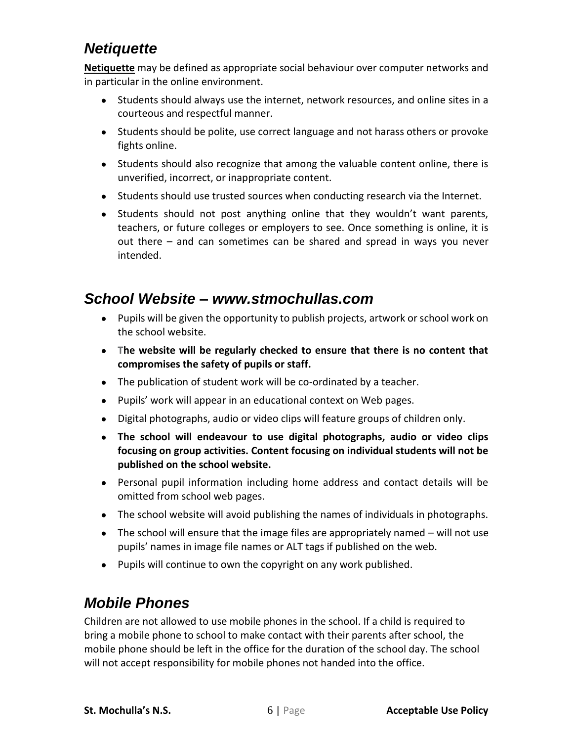## *Netiquette*

**Netiquette** may be defined as appropriate social behaviour over computer networks and in particular in the online environment.

- Students should always use the internet, network resources, and online sites in a courteous and respectful manner.
- Students should be polite, use correct language and not harass others or provoke fights online.
- Students should also recognize that among the valuable content online, there is unverified, incorrect, or inappropriate content.
- Students should use trusted sources when conducting research via the Internet.
- Students should not post anything online that they wouldn't want parents, teachers, or future colleges or employers to see. Once something is online, it is out there – and can sometimes can be shared and spread in ways you never intended.

## *School Website – www.stmochullas.com*

- Pupils will be given the opportunity to publish projects, artwork or school work on the school website.
- **The website will be regularly checked to ensure that there is no content that compromises the safety of pupils or staff.**
- The publication of student work will be co-ordinated by a teacher.
- Pupils' work will appear in an educational context on Web pages.
- Digital photographs, audio or video clips will feature groups of children only.
- **The school will endeavour to use digital photographs, audio or video clips focusing on group activities. Content focusing on individual students will not be published on the school website.**
- Personal pupil information including home address and contact details will be omitted from school web pages.
- The school website will avoid publishing the names of individuals in photographs.
- The school will ensure that the image files are appropriately named – will not use pupils' names in image file names or ALT tags if published on the web.
- Pupils will continue to own the copyright on any work published.

## *Mobile Phones*

Children are not allowed to use mobile phones in the school. If a child is required to bring a mobile phone to school to make contact with their parents after school, the mobile phone should be left in the office for the duration of the school day. The school will not accept responsibility for mobile phones not handed into the office.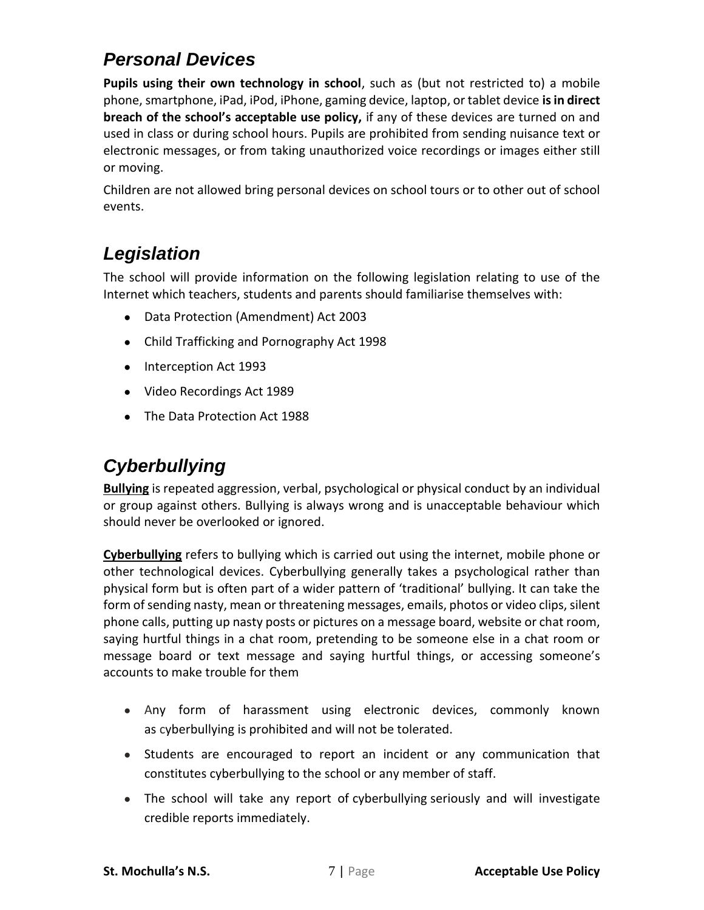## *Personal Devices*

**Pupils using their own technology in school**, such as (but not restricted to) a mobile phone, smartphone, iPad, iPod, iPhone, gaming device, laptop, or tablet device **is in direct breach of the school's acceptable use policy,** if any of these devices are turned on and used in class or during school hours. Pupils are prohibited from sending nuisance text or electronic messages, or from taking unauthorized voice recordings or images either still or moving.

Children are not allowed bring personal devices on school tours or to other out of school events.

## *Legislation*

The school will provide information on the following legislation relating to use of the Internet which teachers, students and parents should familiarise themselves with:

- Data Protection (Amendment) Act 2003
- Child Trafficking and Pornography Act 1998
- Interception Act 1993
- Video Recordings Act 1989
- The Data Protection Act 1988

## *Cyberbullying*

**Bullying** is repeated aggression, verbal, psychological or physical conduct by an individual or group against others. Bullying is always wrong and is unacceptable behaviour which should never be overlooked or ignored.

**Cyberbullying** refers to bullying which is carried out using the internet, mobile phone or other technological devices. Cyberbullying generally takes a psychological rather than physical form but is often part of a wider pattern of 'traditional' bullying. It can take the form of sending nasty, mean or threatening messages, emails, photos or video clips, silent phone calls, putting up nasty posts or pictures on a message board, website or chat room, saying hurtful things in a chat room, pretending to be someone else in a chat room or message board or text message and saying hurtful things, or accessing someone's accounts to make trouble for them

- Any form of harassment using electronic devices, commonly known as cyberbullying is prohibited and will not be tolerated.
- Students are encouraged to report an incident or any communication that constitutes cyberbullying to the school or any member of staff.
- The school will take any report of cyberbullying seriously and will investigate credible reports immediately.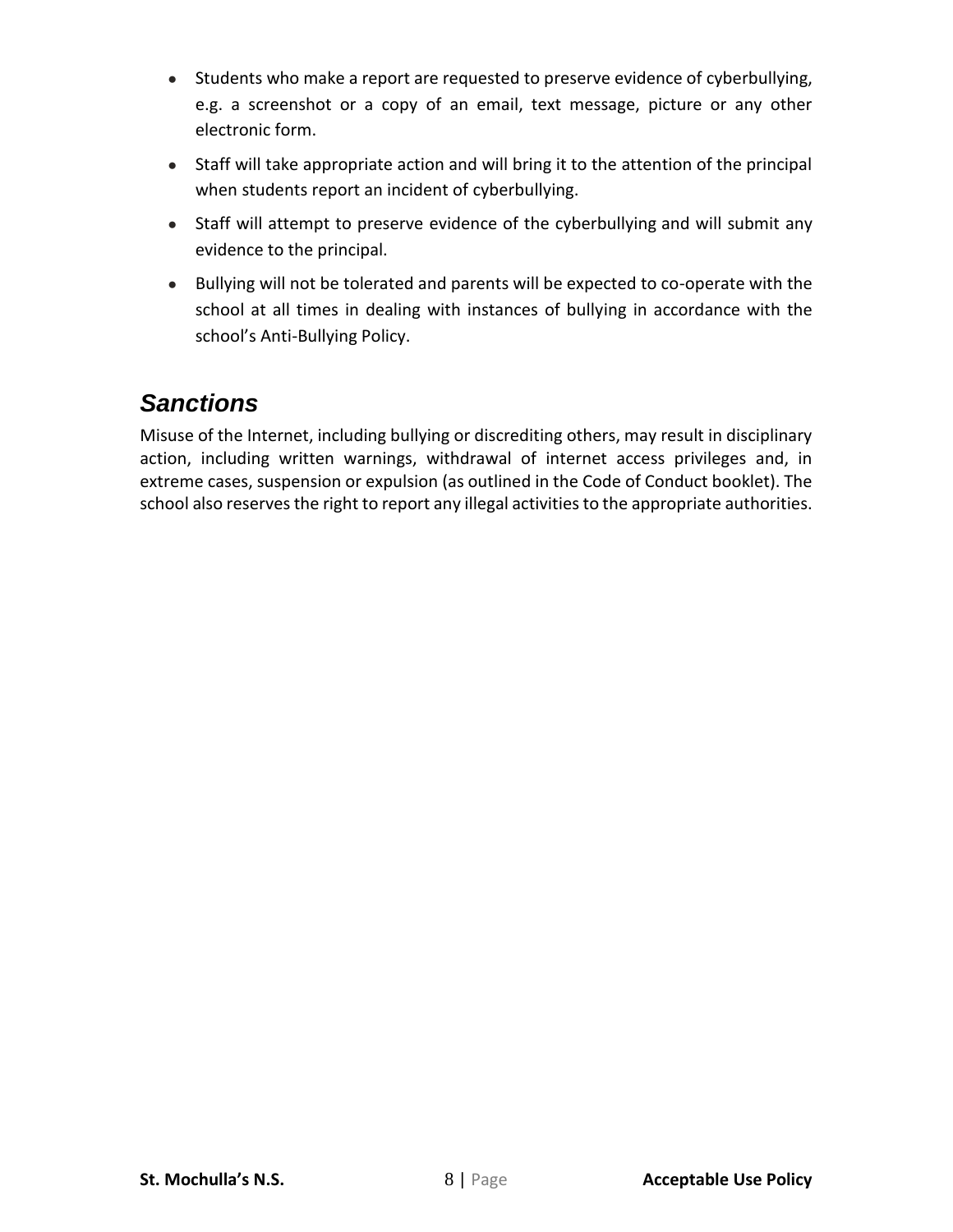- Students who make a report are requested to preserve evidence of cyberbullying, e.g. a screenshot or a copy of an email, text message, picture or any other electronic form.
- Staff will take appropriate action and will bring it to the attention of the principal when students report an incident of cyberbullying.
- Staff will attempt to preserve evidence of the cyberbullying and will submit any evidence to the principal.
- Bullying will not be tolerated and parents will be expected to co-operate with the school at all times in dealing with instances of bullying in accordance with the school's Anti-Bullying Policy.

## *Sanctions*

Misuse of the Internet, including bullying or discrediting others, may result in disciplinary action, including written warnings, withdrawal of internet access privileges and, in extreme cases, suspension or expulsion (as outlined in the Code of Conduct booklet). The school also reserves the right to report any illegal activities to the appropriate authorities.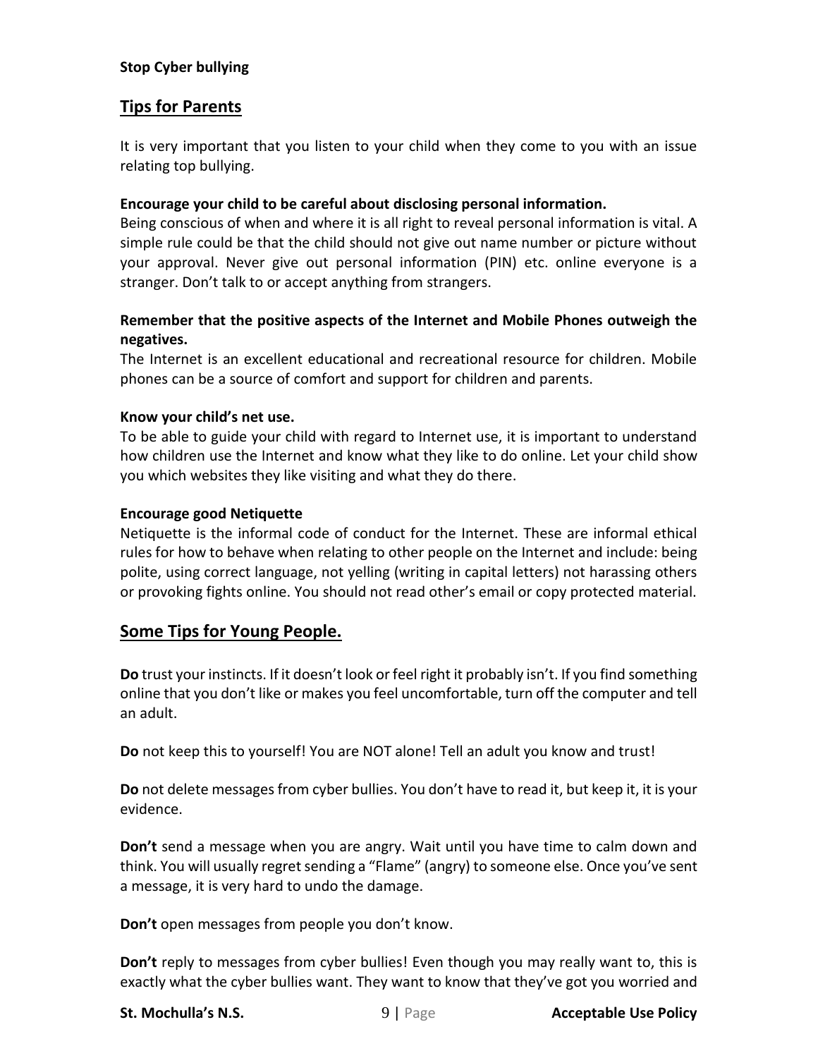**Stop Cyber bullying**

## Tips for Parents

It is very important that you listen to your child when they come to you with an issue relating top bullying.

**Encourage your child to be careful about disclosing personal information.**
Being conscious of when and where it is all right to reveal personal information is vital. A simple rule could be that the child should not give out name number or picture without your approval. Never give out personal information (PIN) etc. online everyone is a stranger. Don't talk to or accept anything from strangers.

**Remember that the positive aspects of the Internet and Mobile Phones outweigh the negatives.**
The Internet is an excellent educational and recreational resource for children. Mobile phones can be a source of comfort and support for children and parents.

**Know your child's net use.**
To be able to guide your child with regard to Internet use, it is important to understand how children use the Internet and know what they like to do online. Let your child show you which websites they like visiting and what they do there.

**Encourage good Netiquette**
Netiquette is the informal code of conduct for the Internet. These are informal ethical rules for how to behave when relating to other people on the Internet and include: being polite, using correct language, not yelling (writing in capital letters) not harassing others or provoking fights online. You should not read other's email or copy protected material.

## Some Tips for Young People.

**Do** trust your instincts. If it doesn't look or feel right it probably isn't. If you find something online that you don't like or makes you feel uncomfortable, turn off the computer and tell an adult.

**Do** not keep this to yourself! You are NOT alone! Tell an adult you know and trust!

**Do** not delete messages from cyber bullies. You don't have to read it, but keep it, it is your evidence.

**Don't** send a message when you are angry. Wait until you have time to calm down and think. You will usually regret sending a "Flame" (angry) to someone else. Once you've sent a message, it is very hard to undo the damage.

**Don't** open messages from people you don't know.

**Don't** reply to messages from cyber bullies! Even though you may really want to, this is exactly what the cyber bullies want. They want to know that they've got you worried and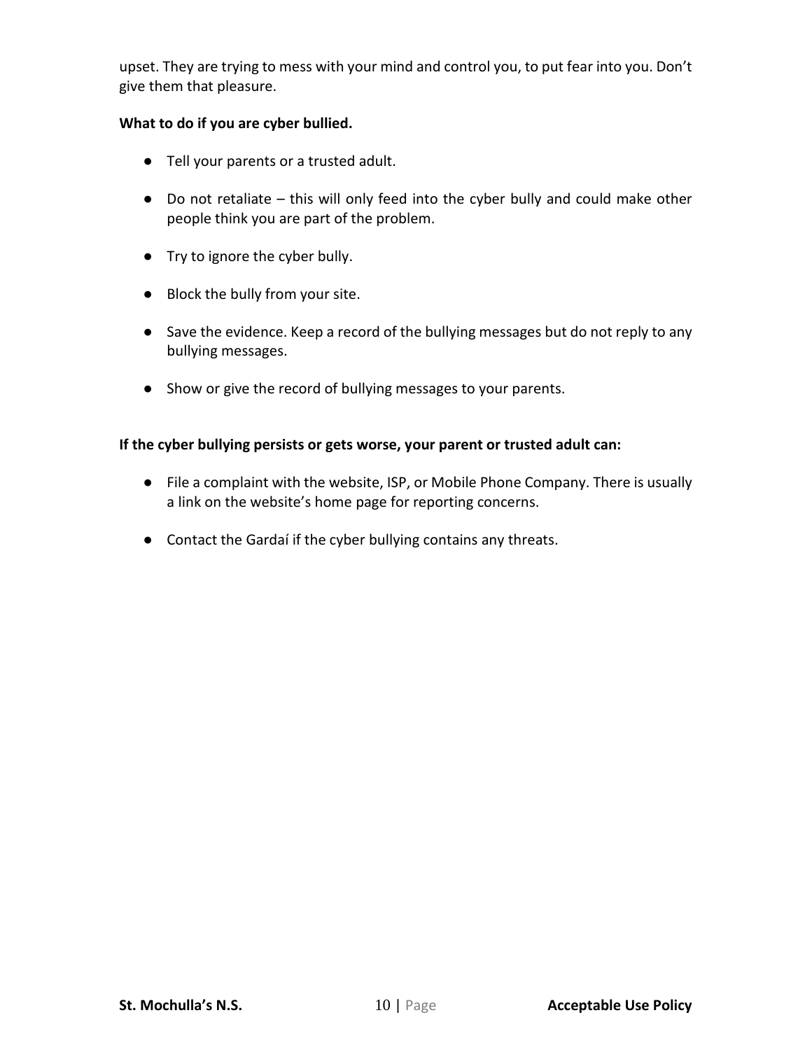upset. They are trying to mess with your mind and control you, to put fear into you. Don't give them that pleasure.

**What to do if you are cyber bullied.**

- Tell your parents or a trusted adult.
- Do not retaliate – this will only feed into the cyber bully and could make other people think you are part of the problem.
- Try to ignore the cyber bully.
- Block the bully from your site.
- Save the evidence. Keep a record of the bullying messages but do not reply to any bullying messages.
- Show or give the record of bullying messages to your parents.

**If the cyber bullying persists or gets worse, your parent or trusted adult can:**

- File a complaint with the website, ISP, or Mobile Phone Company. There is usually a link on the website's home page for reporting concerns.
- Contact the Gardaí if the cyber bullying contains any threats.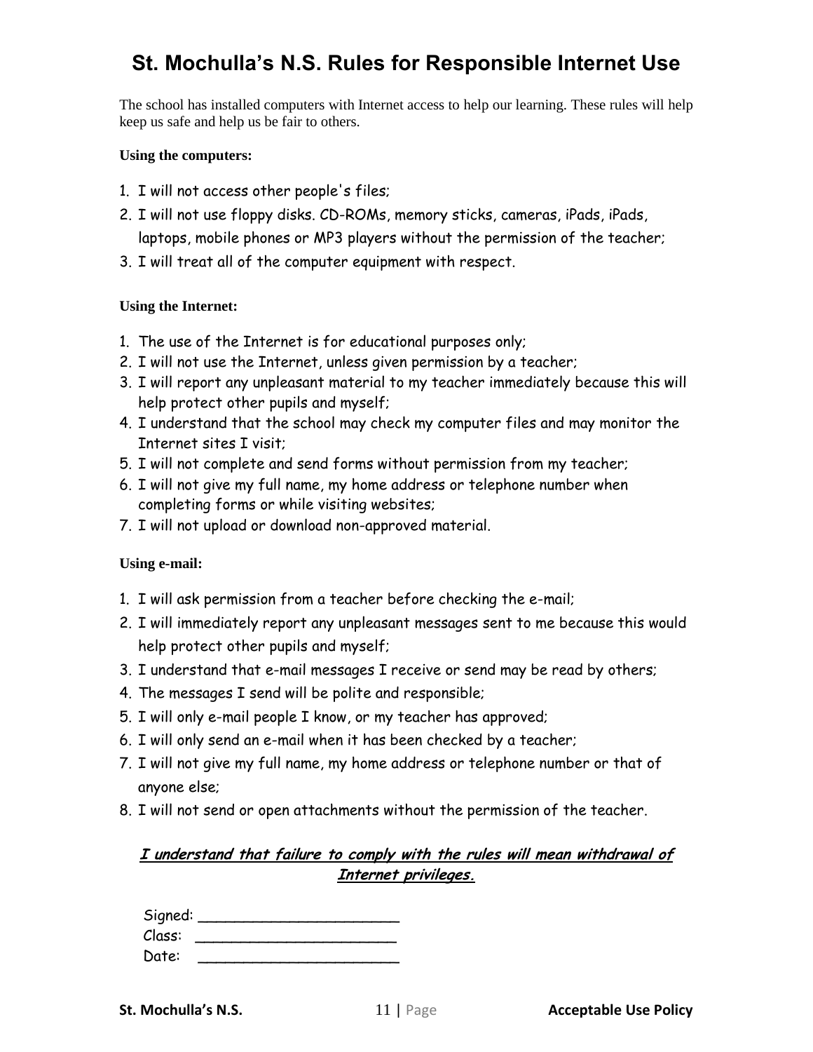# St. Mochulla's N.S. Rules for Responsible Internet Use

The school has installed computers with Internet access to help our learning. These rules will help keep us safe and help us be fair to others.

**Using the computers:**

1. I will not access other people's files;
2. I will not use floppy disks. CD-ROMs, memory sticks, cameras, iPads, iPads, laptops, mobile phones or MP3 players without the permission of the teacher;
3. I will treat all of the computer equipment with respect.

**Using the Internet:**

1. The use of the Internet is for educational purposes only;
2. I will not use the Internet, unless given permission by a teacher;
3. I will report any unpleasant material to my teacher immediately because this will help protect other pupils and myself;
4. I understand that the school may check my computer files and may monitor the Internet sites I visit;
5. I will not complete and send forms without permission from my teacher;
6. I will not give my full name, my home address or telephone number when completing forms or while visiting websites;
7. I will not upload or download non-approved material.

**Using e-mail:**

1. I will ask permission from a teacher before checking the e-mail;
2. I will immediately report any unpleasant messages sent to me because this would help protect other pupils and myself;
3. I understand that e-mail messages I receive or send may be read by others;
4. The messages I send will be polite and responsible;
5. I will only e-mail people I know, or my teacher has approved;
6. I will only send an e-mail when it has been checked by a teacher;
7. I will not give my full name, my home address or telephone number or that of anyone else;
8. I will not send or open attachments without the permission of the teacher.

***I understand that failure to comply with the rules will mean withdrawal of Internet privileges.***

Signed: ______________________

Class: ______________________

Date: ______________________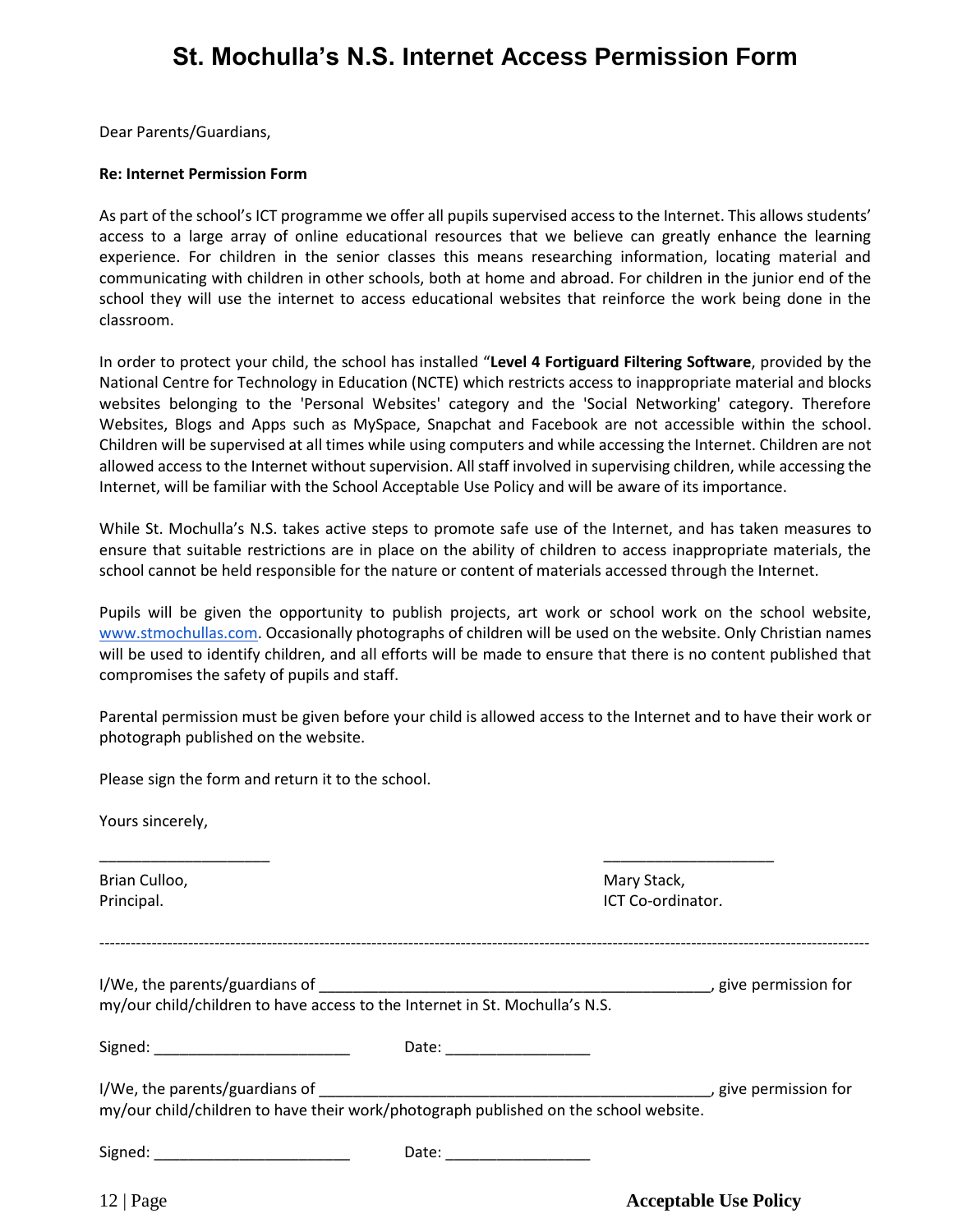# St. Mochulla's N.S. Internet Access Permission Form

Dear Parents/Guardians,

**Re: Internet Permission Form**

As part of the school's ICT programme we offer all pupils supervised access to the Internet. This allows students' access to a large array of online educational resources that we believe can greatly enhance the learning experience. For children in the senior classes this means researching information, locating material and communicating with children in other schools, both at home and abroad. For children in the junior end of the school they will use the internet to access educational websites that reinforce the work being done in the classroom.

In order to protect your child, the school has installed "**Level 4 Fortiguard Filtering Software**, provided by the National Centre for Technology in Education (NCTE) which restricts access to inappropriate material and blocks websites belonging to the 'Personal Websites' category and the 'Social Networking' category. Therefore Websites, Blogs and Apps such as MySpace, Snapchat and Facebook are not accessible within the school. Children will be supervised at all times while using computers and while accessing the Internet. Children are not allowed access to the Internet without supervision. All staff involved in supervising children, while accessing the Internet, will be familiar with the School Acceptable Use Policy and will be aware of its importance.

While St. Mochulla's N.S. takes active steps to promote safe use of the Internet, and has taken measures to ensure that suitable restrictions are in place on the ability of children to access inappropriate materials, the school cannot be held responsible for the nature or content of materials accessed through the Internet.

Pupils will be given the opportunity to publish projects, art work or school work on the school website, www.stmochullas.com. Occasionally photographs of children will be used on the website. Only Christian names will be used to identify children, and all efforts will be made to ensure that there is no content published that compromises the safety of pupils and staff.

Parental permission must be given before your child is allowed access to the Internet and to have their work or photograph published on the website.

Please sign the form and return it to the school.

Yours sincerely,

____________________ ____________________

Brian Culloo,
Principal.

Mary Stack,
ICT Co-ordinator.

---

I/We, the parents/guardians of ______________________________________________, give permission for my/our child/children to have access to the Internet in St. Mochulla's N.S.

Signed: ______________________ Date: ________________

I/We, the parents/guardians of ______________________________________________, give permission for my/our child/children to have their work/photograph published on the school website.

Signed: ______________________ Date: ________________